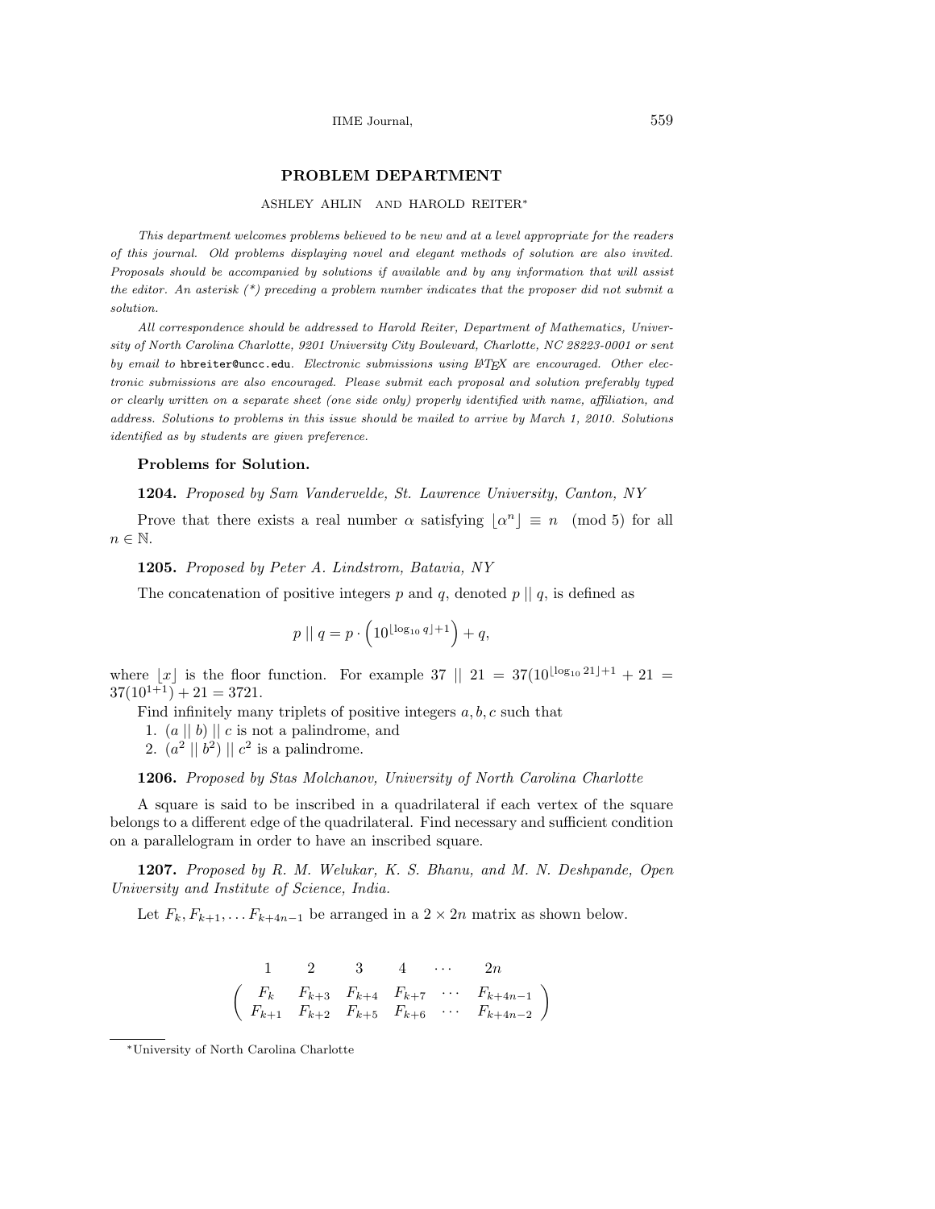## PROBLEM DEPARTMENT

ASHLEY AHLIN AND HAROLD REITER*

*This department welcomes problems believed to be new and at a level appropriate for the readers of this journal. Old problems displaying novel and elegant methods of solution are also invited. Proposals should be accompanied by solutions if available and by any information that will assist the editor. An asterisk (*) preceding a problem number indicates that the proposer did not submit a solution.*

*All correspondence should be addressed to Harold Reiter, Department of Mathematics, University of North Carolina Charlotte, 9201 University City Boulevard, Charlotte, NC 28223-0001 or sent by email to* `hbreiter@uncc.edu`*. Electronic submissions using LaTeX are encouraged. Other electronic submissions are also encouraged. Please submit each proposal and solution preferably typed or clearly written on a separate sheet (one side only) properly identified with name, affiliation, and address. Solutions to problems in this issue should be mailed to arrive by March 1, 2010. Solutions identified as by students are given preference.*

### Problems for Solution.

**1204.** *Proposed by Sam Vandervelde, St. Lawrence University, Canton, NY*

Prove that there exists a real number $\alpha$ satisfying $\lfloor \alpha^n \rfloor \equiv n \pmod 5$ for all $n \in \mathbb{N}$.

**1205.** *Proposed by Peter A. Lindstrom, Batavia, NY*

The concatenation of positive integers $p$ and $q$, denoted $p \,||\, q$, is defined as

$$p \,||\, q = p \cdot \left(10^{\lfloor \log_{10} q \rfloor + 1}\right) + q,$$

where $\lfloor x \rfloor$ is the floor function. For example $37 \,||\, 21 = 37(10^{\lfloor \log_{10} 21 \rfloor + 1} + 21 = 37(10^{1+1}) + 21 = 3721$.

Find infinitely many triplets of positive integers $a, b, c$ such that

1. $(a \,||\, b) \,||\, c$ is not a palindrome, and
2. $(a^2 \,||\, b^2) \,||\, c^2$ is a palindrome.

**1206.** *Proposed by Stas Molchanov, University of North Carolina Charlotte*

A square is said to be inscribed in a quadrilateral if each vertex of the square belongs to a different edge of the quadrilateral. Find necessary and sufficient condition on a parallelogram in order to have an inscribed square.

**1207.** *Proposed by R. M. Welukar, K. S. Bhanu, and M. N. Deshpande, Open University and Institute of Science, India.*

Let $F_k, F_{k+1}, \ldots F_{k+4n-1}$ be arranged in a $2 \times 2n$ matrix as shown below.

$$\begin{array}{cccccc} 1 & 2 & 3 & 4 & \cdots & 2n \end{array}$$
$$\begin{pmatrix} F_k & F_{k+3} & F_{k+4} & F_{k+7} & \cdots & F_{k+4n-1} \\ F_{k+1} & F_{k+2} & F_{k+5} & F_{k+6} & \cdots & F_{k+4n-2} \end{pmatrix}$$

*University of North Carolina Charlotte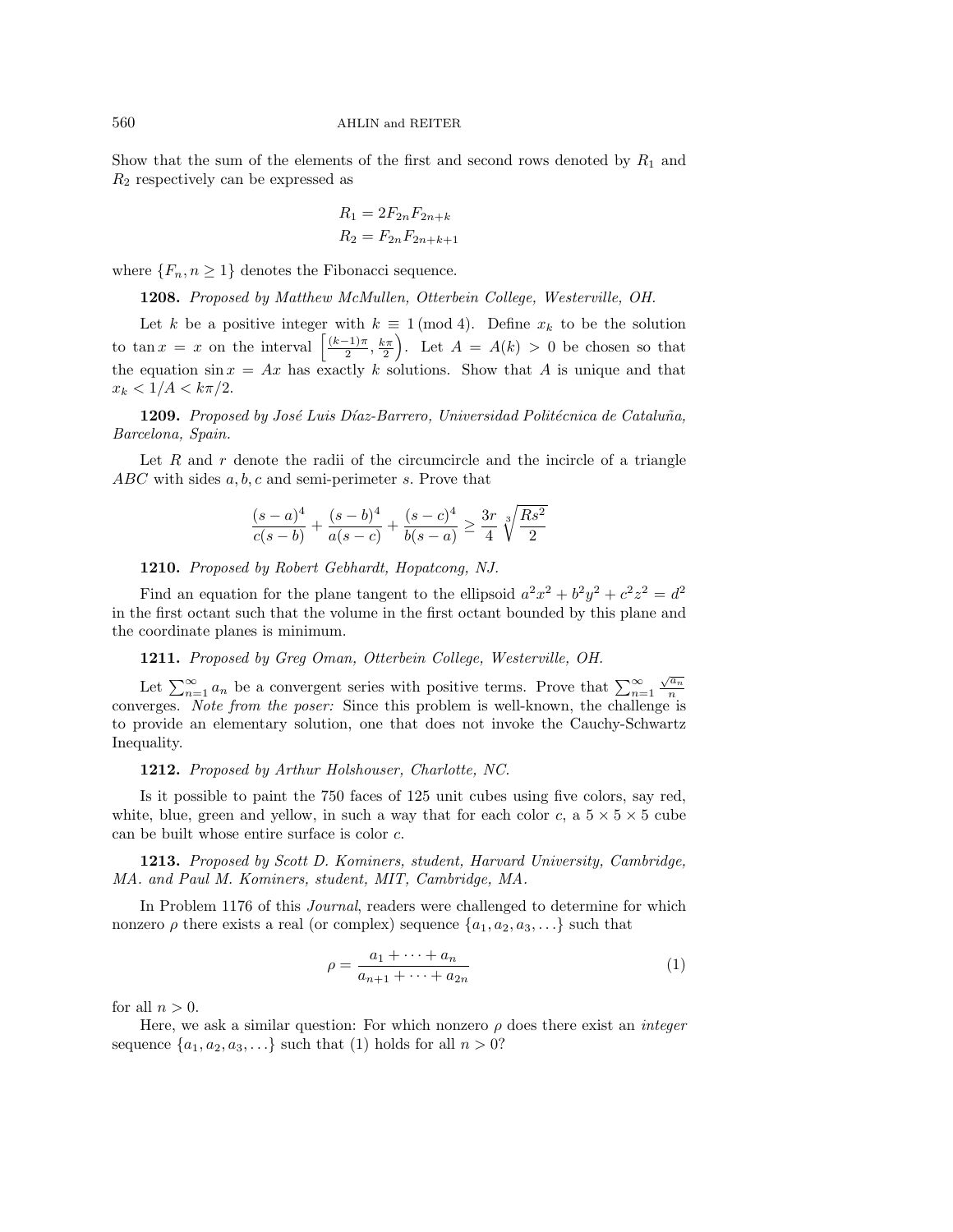Show that the sum of the elements of the first and second rows denoted by $R_1$ and $R_2$ respectively can be expressed as

$$R_1 = 2F_{2n}F_{2n+k}$$
$$R_2 = F_{2n}F_{2n+k+1}$$

where $\{F_n, n \geq 1\}$ denotes the Fibonacci sequence.

**1208.** *Proposed by Matthew McMullen, Otterbein College, Westerville, OH.*

Let $k$ be a positive integer with $k \equiv 1 \pmod 4$. Define $x_k$ to be the solution to $\tan x = x$ on the interval $\left[\frac{(k-1)\pi}{2}, \frac{k\pi}{2}\right)$. Let $A = A(k) > 0$ be chosen so that the equation $\sin x = Ax$ has exactly $k$ solutions. Show that $A$ is unique and that $x_k < 1/A < k\pi/2$.

**1209.** *Proposed by José Luis Díaz-Barrero, Universidad Politécnica de Cataluña, Barcelona, Spain.*

Let $R$ and $r$ denote the radii of the circumcircle and the incircle of a triangle $ABC$ with sides $a, b, c$ and semi-perimeter $s$. Prove that

$$\frac{(s-a)^4}{c(s-b)} + \frac{(s-b)^4}{a(s-c)} + \frac{(s-c)^4}{b(s-a)} \geq \frac{3r}{4}\sqrt[3]{\frac{Rs^2}{2}}$$

**1210.** *Proposed by Robert Gebhardt, Hopatcong, NJ.*

Find an equation for the plane tangent to the ellipsoid $a^2x^2 + b^2y^2 + c^2z^2 = d^2$ in the first octant such that the volume in the first octant bounded by this plane and the coordinate planes is minimum.

**1211.** *Proposed by Greg Oman, Otterbein College, Westerville, OH.*

Let $\sum_{n=1}^{\infty} a_n$ be a convergent series with positive terms. Prove that $\sum_{n=1}^{\infty} \frac{\sqrt{a_n}}{n}$ converges. *Note from the poser:* Since this problem is well-known, the challenge is to provide an elementary solution, one that does not invoke the Cauchy-Schwartz Inequality.

**1212.** *Proposed by Arthur Holshouser, Charlotte, NC.*

Is it possible to paint the 750 faces of 125 unit cubes using five colors, say red, white, blue, green and yellow, in such a way that for each color $c$, a $5 \times 5 \times 5$ cube can be built whose entire surface is color $c$.

**1213.** *Proposed by Scott D. Kominers, student, Harvard University, Cambridge, MA. and Paul M. Kominers, student, MIT, Cambridge, MA.*

In Problem 1176 of this *Journal*, readers were challenged to determine for which nonzero $\rho$ there exists a real (or complex) sequence $\{a_1, a_2, a_3, \ldots\}$ such that

$$\rho = \frac{a_1 + \cdots + a_n}{a_{n+1} + \cdots + a_{2n}} \tag{1}$$

for all $n > 0$.

Here, we ask a similar question: For which nonzero $\rho$ does there exist an *integer* sequence $\{a_1, a_2, a_3, \ldots\}$ such that (1) holds for all $n > 0$?